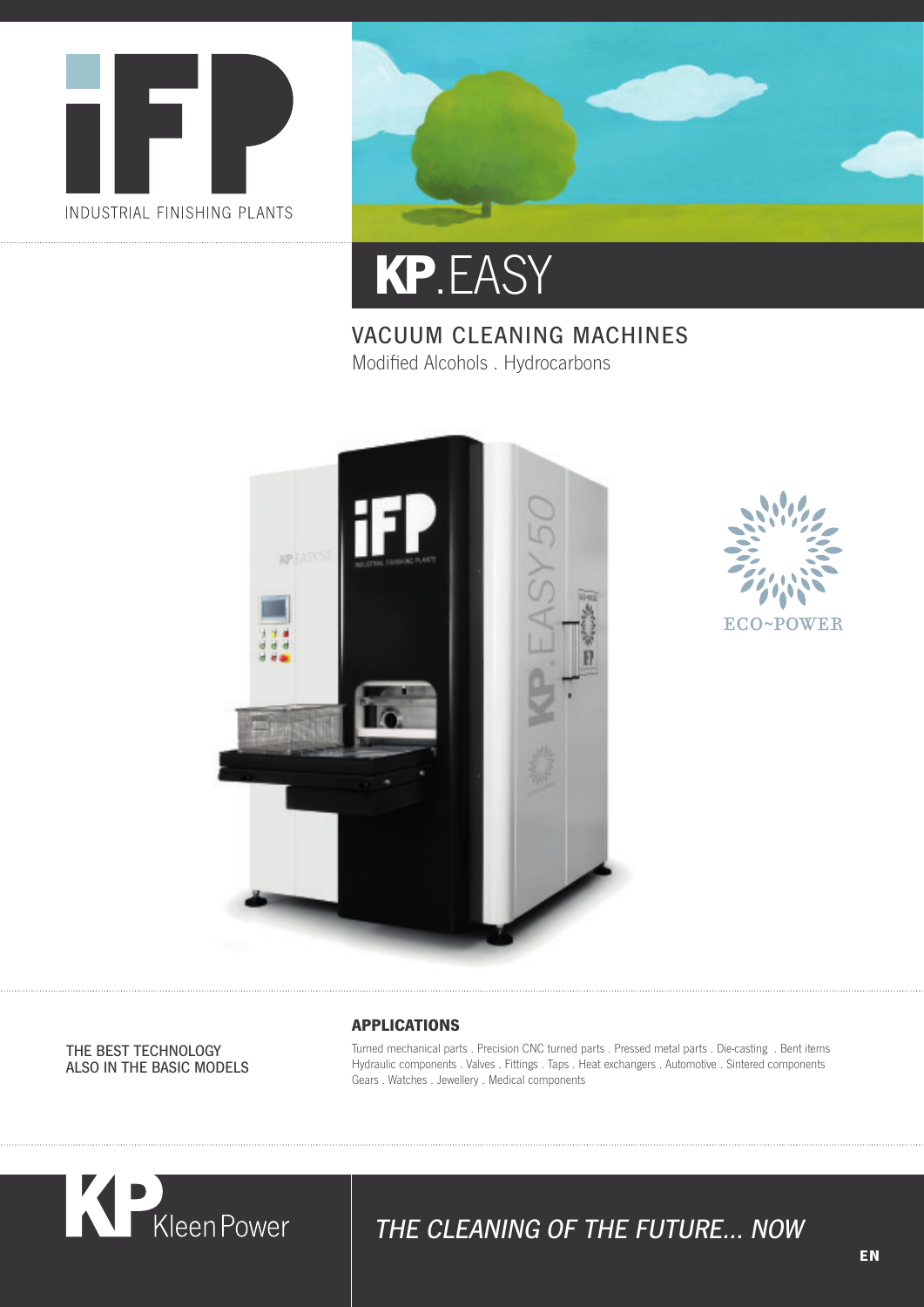iFP

INDUSTRIAL FINISHING PLANTS

# KP.EASY

## VACUUM CLEANING MACHINES

Modified Alcohols . Hydrocarbons

ECO~POWER

THE BEST TECHNOLOGY
ALSO IN THE BASIC MODELS

### APPLICATIONS

Turned mechanical parts . Precision CNC turned parts . Pressed metal parts . Die-casting . Bent items
Hydraulic components . Valves . Fittings . Taps . Heat exchangers . Automotive . Sintered components
Gears . Watches . Jewellery . Medical components

KP KleenPower

*THE CLEANING OF THE FUTURE... NOW*

EN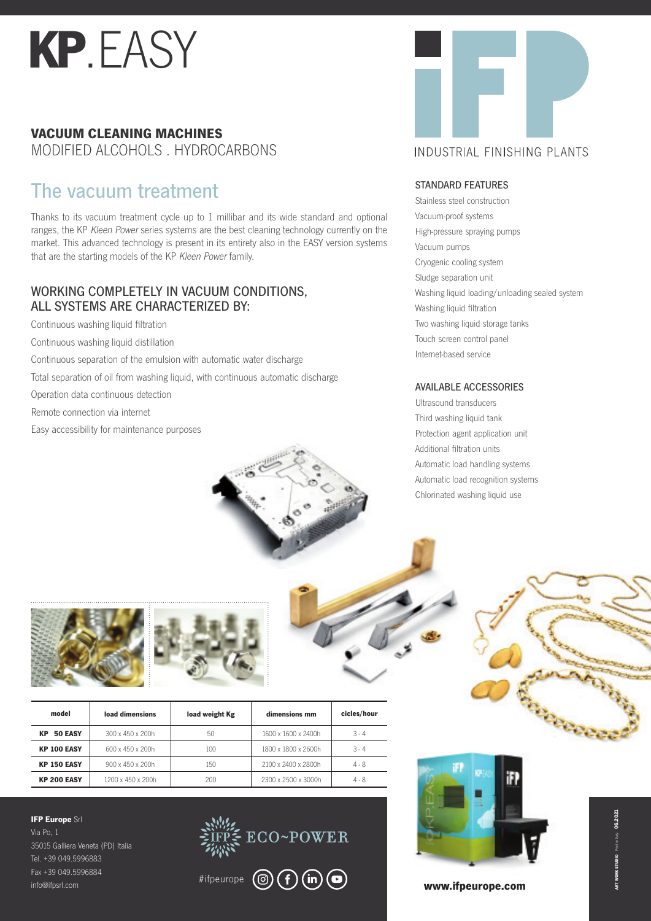# KP.EASY

## VACUUM CLEANING MACHINES

MODIFIED ALCOHOLS . HYDROCARBONS

iFP

INDUSTRIAL FINISHING PLANTS

## The vacuum treatment

Thanks to its vacuum treatment cycle up to 1 millibar and its wide standard and optional ranges, the KP *Kleen Power* series systems are the best cleaning technology currently on the market. This advanced technology is present in its entirety also in the EASY version systems that are the starting models of the KP *Kleen Power* family.

### WORKING COMPLETELY IN VACUUM CONDITIONS, ALL SYSTEMS ARE CHARACTERIZED BY:

Continuous washing liquid filtration

Continuous washing liquid distillation

Continuous separation of the emulsion with automatic water discharge

Total separation of oil from washing liquid, with continuous automatic discharge

Operation data continuous detection

Remote connection via internet

Easy accessibility for maintenance purposes

### STANDARD FEATURES

Stainless steel construction

Vacuum-proof systems

High-pressure spraying pumps

Vacuum pumps

Cryogenic cooling system

Sludge separation unit

Washing liquid loading/unloading sealed system

Washing liquid filtration

Two washing liquid storage tanks

Touch screen control panel

Internet-based service

### AVAILABLE ACCESSORIES

Ultrasound transducers

Third washing liquid tank

Protection agent application unit

Additional filtration units

Automatic load handling systems

Automatic load recognition systems

Chlorinated washing liquid use

| model | load dimensions | load weight Kg | dimensions mm | cicles/hour |
|---|---|---|---|---|
| KP 50 EASY | 300 x 450 x 200h | 50 | 1600 x 1600 x 2400h | 3 - 4 |
| KP 100 EASY | 600 x 450 x 200h | 100 | 1800 x 1800 x 2600h | 3 - 4 |
| KP 150 EASY | 900 x 450 x 200h | 150 | 2100 x 2400 x 2800h | 4 - 8 |
| KP 200 EASY | 1200 x 450 x 200h | 200 | 2300 x 2500 x 3000h | 4 - 8 |

**IFP Europe** Srl
Via Po, 1
35015 Galliera Veneta (PD) Italia
Tel. +39 049.5996883
Fax +39 049.5996884
info@ifpsrl.com

IFP ECO~POWER

#ifpeurope

**www.ifpeurope.com**

ART WORK STUDIO Printed in Italy 06.2021